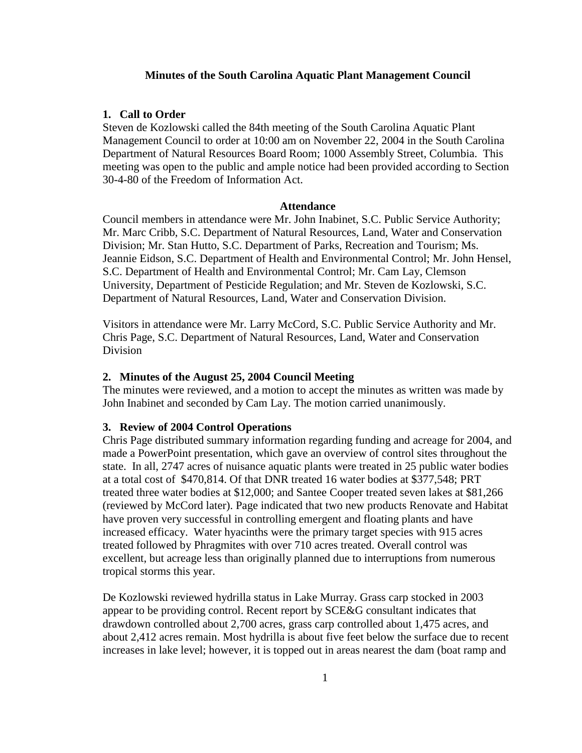# Minutes of the South Carolina Aquatic Plant Management Council

## 1. Call to Order

Steven de Kozlowski called the 84th meeting of the South Carolina Aquatic Plant Management Council to order at 10:00 am on November 22, 2004 in the South Carolina Department of Natural Resources Board Room; 1000 Assembly Street, Columbia. This meeting was open to the public and ample notice had been provided according to Section 30-4-80 of the Freedom of Information Act.

### Attendance

Council members in attendance were Mr. John Inabinet, S.C. Public Service Authority; Mr. Marc Cribb, S.C. Department of Natural Resources, Land, Water and Conservation Division; Mr. Stan Hutto, S.C. Department of Parks, Recreation and Tourism; Ms. Jeannie Eidson, S.C. Department of Health and Environmental Control; Mr. John Hensel, S.C. Department of Health and Environmental Control; Mr. Cam Lay, Clemson University, Department of Pesticide Regulation; and Mr. Steven de Kozlowski, S.C. Department of Natural Resources, Land, Water and Conservation Division.

Visitors in attendance were Mr. Larry McCord, S.C. Public Service Authority and Mr. Chris Page, S.C. Department of Natural Resources, Land, Water and Conservation Division

## 2. Minutes of the August 25, 2004 Council Meeting

The minutes were reviewed, and a motion to accept the minutes as written was made by John Inabinet and seconded by Cam Lay. The motion carried unanimously.

## 3. Review of 2004 Control Operations

Chris Page distributed summary information regarding funding and acreage for 2004, and made a PowerPoint presentation, which gave an overview of control sites throughout the state. In all, 2747 acres of nuisance aquatic plants were treated in 25 public water bodies at a total cost of \$470,814. Of that DNR treated 16 water bodies at \$377,548; PRT treated three water bodies at \$12,000; and Santee Cooper treated seven lakes at \$81,266 (reviewed by McCord later). Page indicated that two new products Renovate and Habitat have proven very successful in controlling emergent and floating plants and have increased efficacy. Water hyacinths were the primary target species with 915 acres treated followed by Phragmites with over 710 acres treated. Overall control was excellent, but acreage less than originally planned due to interruptions from numerous tropical storms this year.

De Kozlowski reviewed hydrilla status in Lake Murray. Grass carp stocked in 2003 appear to be providing control. Recent report by SCE&G consultant indicates that drawdown controlled about 2,700 acres, grass carp controlled about 1,475 acres, and about 2,412 acres remain. Most hydrilla is about five feet below the surface due to recent increases in lake level; however, it is topped out in areas nearest the dam (boat ramp and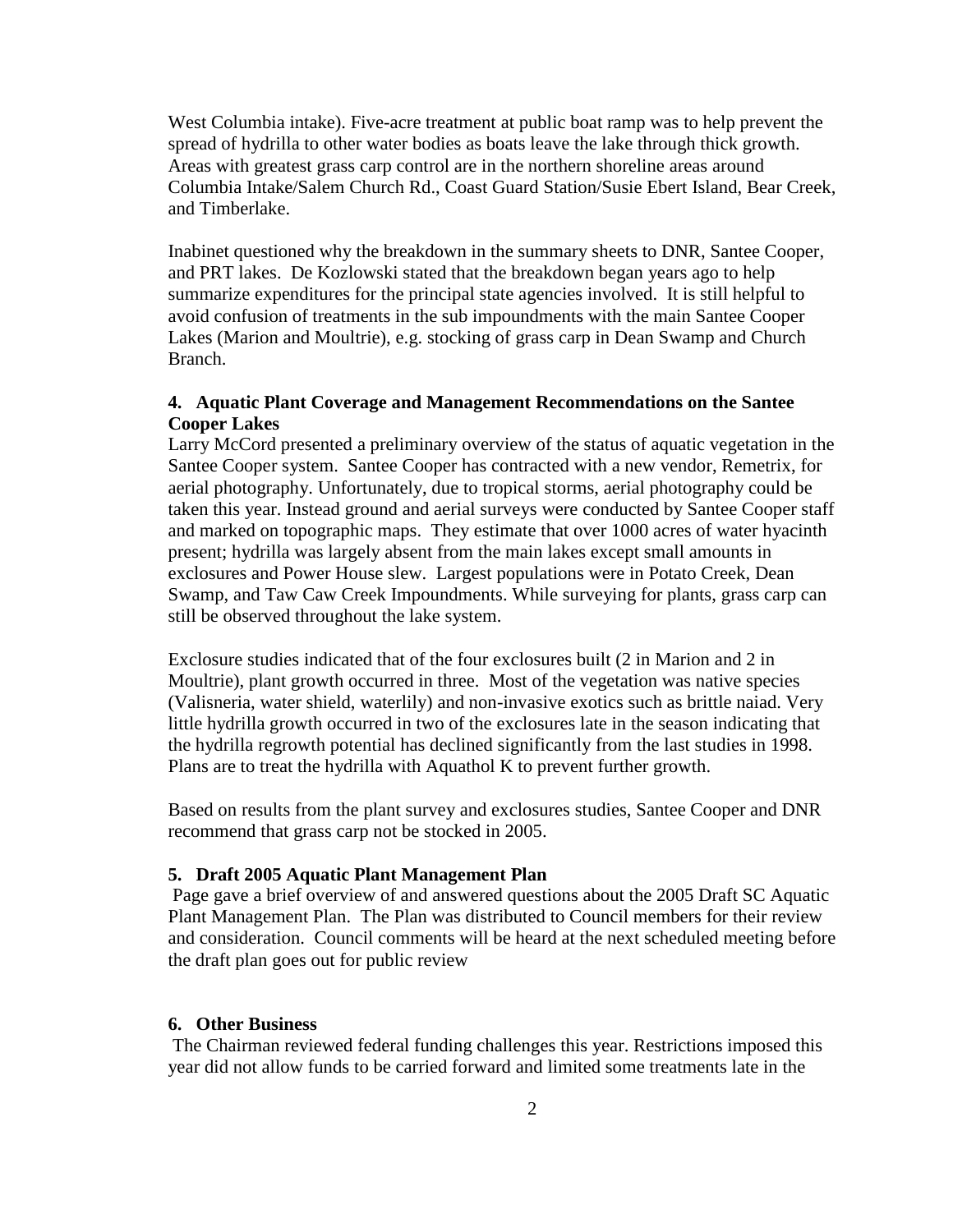West Columbia intake). Five-acre treatment at public boat ramp was to help prevent the spread of hydrilla to other water bodies as boats leave the lake through thick growth. Areas with greatest grass carp control are in the northern shoreline areas around Columbia Intake/Salem Church Rd., Coast Guard Station/Susie Ebert Island, Bear Creek, and Timberlake.

Inabinet questioned why the breakdown in the summary sheets to DNR, Santee Cooper, and PRT lakes. De Kozlowski stated that the breakdown began years ago to help summarize expenditures for the principal state agencies involved. It is still helpful to avoid confusion of treatments in the sub impoundments with the main Santee Cooper Lakes (Marion and Moultrie), e.g. stocking of grass carp in Dean Swamp and Church Branch.

**4. Aquatic Plant Coverage and Management Recommendations on the Santee Cooper Lakes**

Larry McCord presented a preliminary overview of the status of aquatic vegetation in the Santee Cooper system. Santee Cooper has contracted with a new vendor, Remetrix, for aerial photography. Unfortunately, due to tropical storms, aerial photography could be taken this year. Instead ground and aerial surveys were conducted by Santee Cooper staff and marked on topographic maps. They estimate that over 1000 acres of water hyacinth present; hydrilla was largely absent from the main lakes except small amounts in exclosures and Power House slew. Largest populations were in Potato Creek, Dean Swamp, and Taw Caw Creek Impoundments. While surveying for plants, grass carp can still be observed throughout the lake system.

Exclosure studies indicated that of the four exclosures built (2 in Marion and 2 in Moultrie), plant growth occurred in three. Most of the vegetation was native species (Valisneria, water shield, waterlily) and non-invasive exotics such as brittle naiad. Very little hydrilla growth occurred in two of the exclosures late in the season indicating that the hydrilla regrowth potential has declined significantly from the last studies in 1998. Plans are to treat the hydrilla with Aquathol K to prevent further growth.

Based on results from the plant survey and exclosures studies, Santee Cooper and DNR recommend that grass carp not be stocked in 2005.

**5. Draft 2005 Aquatic Plant Management Plan**

Page gave a brief overview of and answered questions about the 2005 Draft SC Aquatic Plant Management Plan. The Plan was distributed to Council members for their review and consideration. Council comments will be heard at the next scheduled meeting before the draft plan goes out for public review

**6. Other Business**

The Chairman reviewed federal funding challenges this year. Restrictions imposed this year did not allow funds to be carried forward and limited some treatments late in the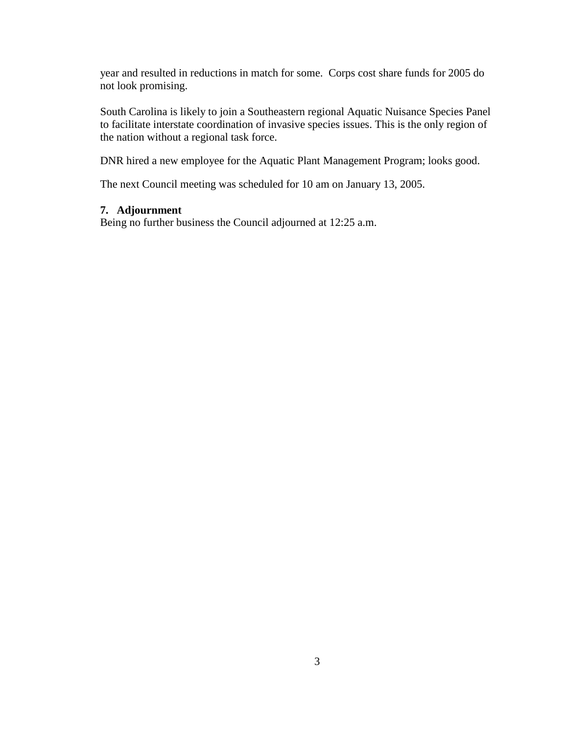year and resulted in reductions in match for some. Corps cost share funds for 2005 do not look promising.

South Carolina is likely to join a Southeastern regional Aquatic Nuisance Species Panel to facilitate interstate coordination of invasive species issues. This is the only region of the nation without a regional task force.

DNR hired a new employee for the Aquatic Plant Management Program; looks good.

The next Council meeting was scheduled for 10 am on January 13, 2005.

**7. Adjournment**

Being no further business the Council adjourned at 12:25 a.m.